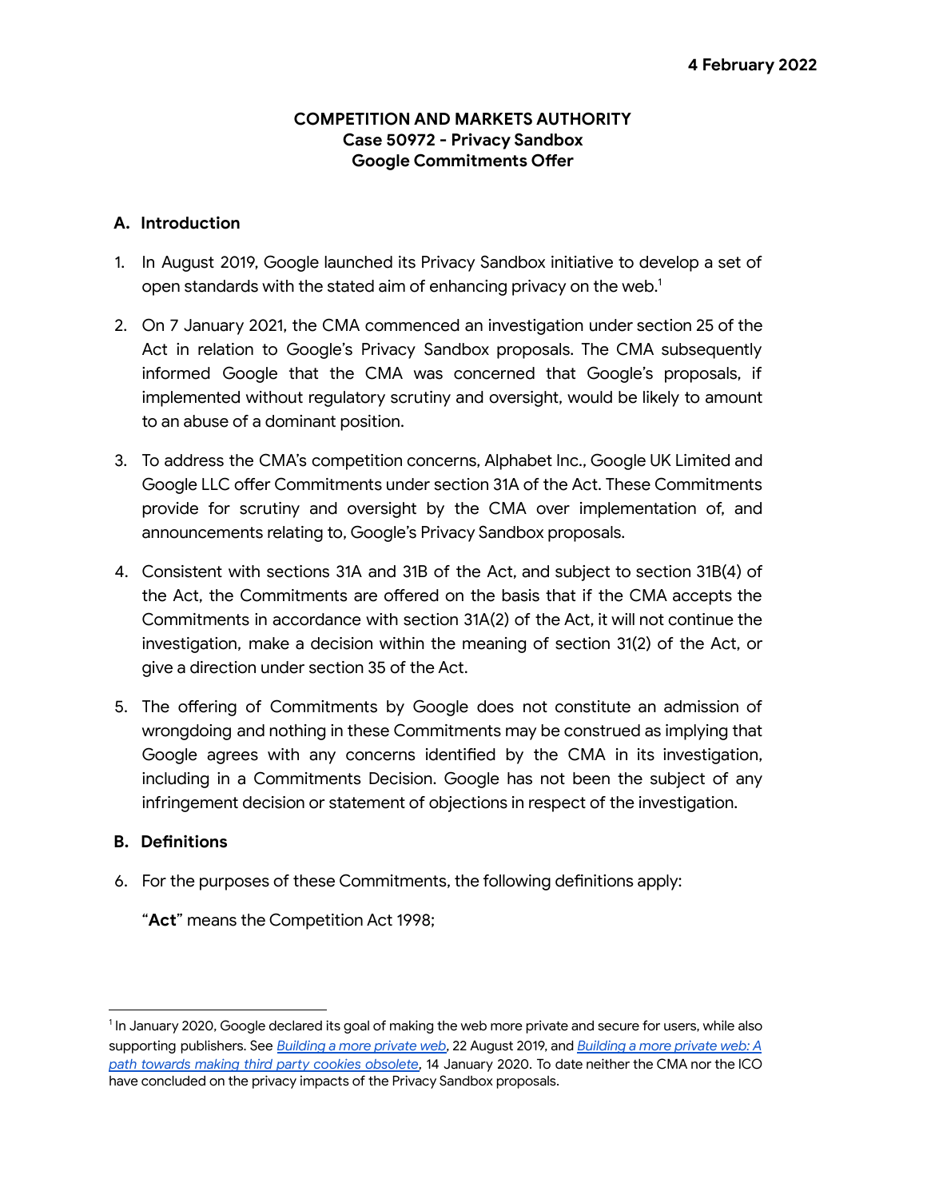**4 February 2022**

**COMPETITION AND MARKETS AUTHORITY**
**Case 50972 - Privacy Sandbox**
**Google Commitments Offer**

## A. Introduction

1. In August 2019, Google launched its Privacy Sandbox initiative to develop a set of open standards with the stated aim of enhancing privacy on the web.[1]

2. On 7 January 2021, the CMA commenced an investigation under section 25 of the Act in relation to Google's Privacy Sandbox proposals. The CMA subsequently informed Google that the CMA was concerned that Google's proposals, if implemented without regulatory scrutiny and oversight, would be likely to amount to an abuse of a dominant position.

3. To address the CMA's competition concerns, Alphabet Inc., Google UK Limited and Google LLC offer Commitments under section 31A of the Act. These Commitments provide for scrutiny and oversight by the CMA over implementation of, and announcements relating to, Google's Privacy Sandbox proposals.

4. Consistent with sections 31A and 31B of the Act, and subject to section 31B(4) of the Act, the Commitments are offered on the basis that if the CMA accepts the Commitments in accordance with section 31A(2) of the Act, it will not continue the investigation, make a decision within the meaning of section 31(2) of the Act, or give a direction under section 35 of the Act.

5. The offering of Commitments by Google does not constitute an admission of wrongdoing and nothing in these Commitments may be construed as implying that Google agrees with any concerns identified by the CMA in its investigation, including in a Commitments Decision. Google has not been the subject of any infringement decision or statement of objections in respect of the investigation.

## B. Definitions

6. For the purposes of these Commitments, the following definitions apply:

   "**Act**" means the Competition Act 1998;

---

[1] In January 2020, Google declared its goal of making the web more private and secure for users, while also supporting publishers. See *Building a more private web*, 22 August 2019, and *Building a more private web: A path towards making third party cookies obsolete*, 14 January 2020. To date neither the CMA nor the ICO have concluded on the privacy impacts of the Privacy Sandbox proposals.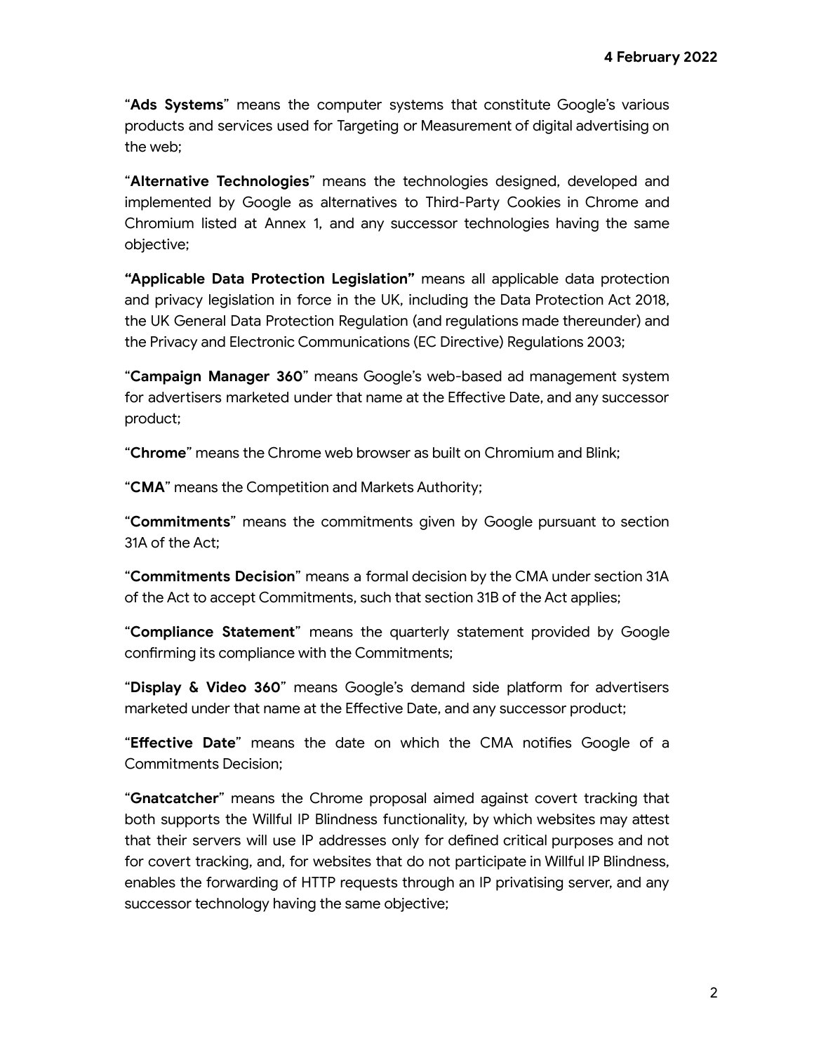"**Ads Systems**" means the computer systems that constitute Google's various products and services used for Targeting or Measurement of digital advertising on the web;

"**Alternative Technologies**" means the technologies designed, developed and implemented by Google as alternatives to Third-Party Cookies in Chrome and Chromium listed at Annex 1, and any successor technologies having the same objective;

**"Applicable Data Protection Legislation"** means all applicable data protection and privacy legislation in force in the UK, including the Data Protection Act 2018, the UK General Data Protection Regulation (and regulations made thereunder) and the Privacy and Electronic Communications (EC Directive) Regulations 2003;

"**Campaign Manager 360**" means Google's web-based ad management system for advertisers marketed under that name at the Effective Date, and any successor product;

"**Chrome**" means the Chrome web browser as built on Chromium and Blink;

"**CMA**" means the Competition and Markets Authority;

"**Commitments**" means the commitments given by Google pursuant to section 31A of the Act;

"**Commitments Decision**" means a formal decision by the CMA under section 31A of the Act to accept Commitments, such that section 31B of the Act applies;

"**Compliance Statement**" means the quarterly statement provided by Google confirming its compliance with the Commitments;

"**Display & Video 360**" means Google's demand side platform for advertisers marketed under that name at the Effective Date, and any successor product;

"**Effective Date**" means the date on which the CMA notifies Google of a Commitments Decision;

"**Gnatcatcher**" means the Chrome proposal aimed against covert tracking that both supports the Willful IP Blindness functionality, by which websites may attest that their servers will use IP addresses only for defined critical purposes and not for covert tracking, and, for websites that do not participate in Willful IP Blindness, enables the forwarding of HTTP requests through an IP privatising server, and any successor technology having the same objective;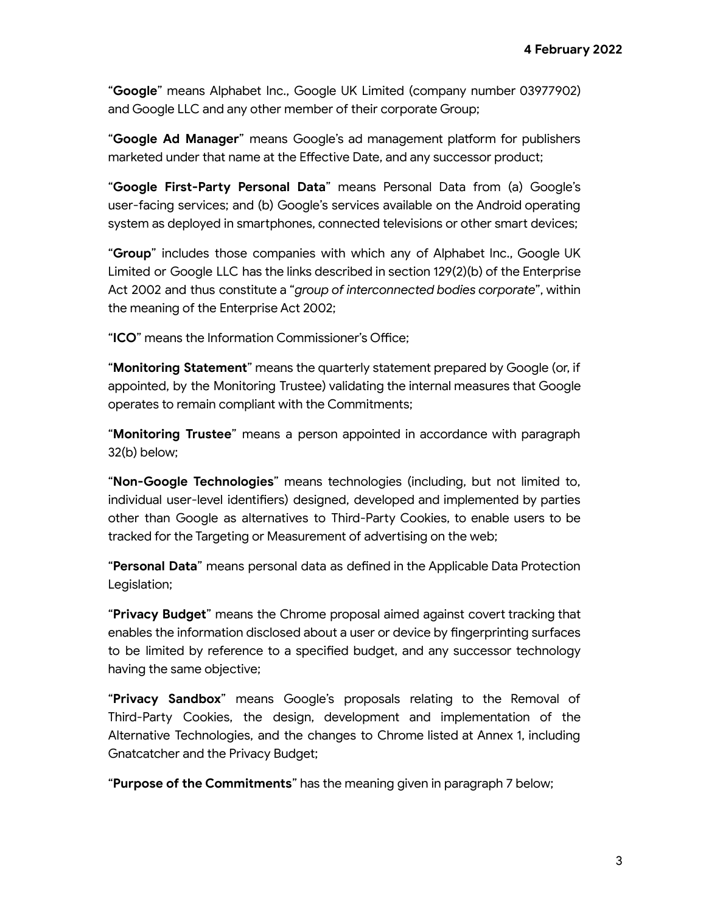"**Google**" means Alphabet Inc., Google UK Limited (company number 03977902) and Google LLC and any other member of their corporate Group;

"**Google Ad Manager**" means Google's ad management platform for publishers marketed under that name at the Effective Date, and any successor product;

"**Google First-Party Personal Data**" means Personal Data from (a) Google's user-facing services; and (b) Google's services available on the Android operating system as deployed in smartphones, connected televisions or other smart devices;

"**Group**" includes those companies with which any of Alphabet Inc., Google UK Limited or Google LLC has the links described in section 129(2)(b) of the Enterprise Act 2002 and thus constitute a "*group of interconnected bodies corporate*", within the meaning of the Enterprise Act 2002;

"**ICO**" means the Information Commissioner's Office;

"**Monitoring Statement**" means the quarterly statement prepared by Google (or, if appointed, by the Monitoring Trustee) validating the internal measures that Google operates to remain compliant with the Commitments;

"**Monitoring Trustee**" means a person appointed in accordance with paragraph 32(b) below;

"**Non-Google Technologies**" means technologies (including, but not limited to, individual user-level identifiers) designed, developed and implemented by parties other than Google as alternatives to Third-Party Cookies, to enable users to be tracked for the Targeting or Measurement of advertising on the web;

"**Personal Data**" means personal data as defined in the Applicable Data Protection Legislation;

"**Privacy Budget**" means the Chrome proposal aimed against covert tracking that enables the information disclosed about a user or device by fingerprinting surfaces to be limited by reference to a specified budget, and any successor technology having the same objective;

"**Privacy Sandbox**" means Google's proposals relating to the Removal of Third-Party Cookies, the design, development and implementation of the Alternative Technologies, and the changes to Chrome listed at Annex 1, including Gnatcatcher and the Privacy Budget;

"**Purpose of the Commitments**" has the meaning given in paragraph 7 below;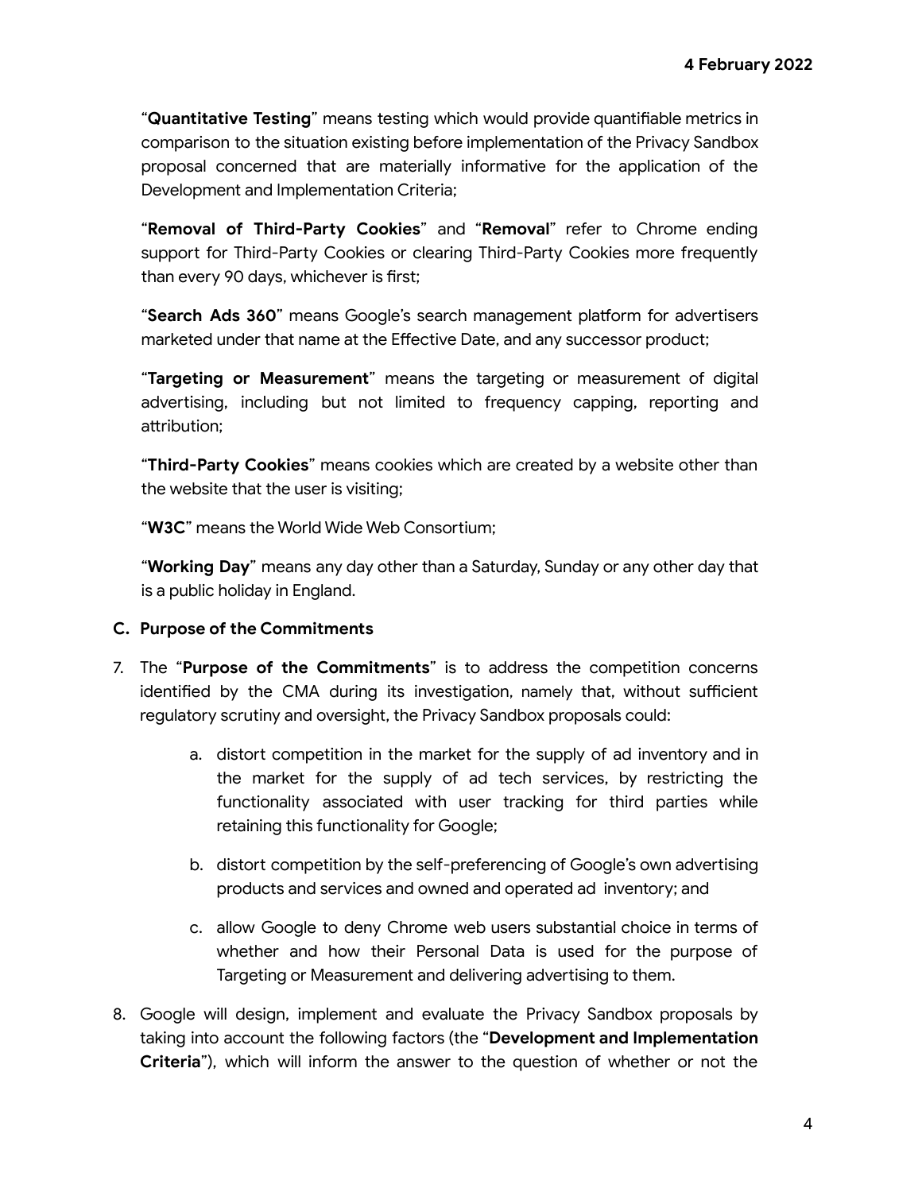"**Quantitative Testing**" means testing which would provide quantifiable metrics in comparison to the situation existing before implementation of the Privacy Sandbox proposal concerned that are materially informative for the application of the Development and Implementation Criteria;

"**Removal of Third-Party Cookies**" and "**Removal**" refer to Chrome ending support for Third-Party Cookies or clearing Third-Party Cookies more frequently than every 90 days, whichever is first;

"**Search Ads 360**" means Google's search management platform for advertisers marketed under that name at the Effective Date, and any successor product;

"**Targeting or Measurement**" means the targeting or measurement of digital advertising, including but not limited to frequency capping, reporting and attribution;

"**Third-Party Cookies**" means cookies which are created by a website other than the website that the user is visiting;

"**W3C**" means the World Wide Web Consortium;

"**Working Day**" means any day other than a Saturday, Sunday or any other day that is a public holiday in England.

## C. Purpose of the Commitments

7. The "**Purpose of the Commitments**" is to address the competition concerns identified by the CMA during its investigation, namely that, without sufficient regulatory scrutiny and oversight, the Privacy Sandbox proposals could:

    a. distort competition in the market for the supply of ad inventory and in the market for the supply of ad tech services, by restricting the functionality associated with user tracking for third parties while retaining this functionality for Google;

    b. distort competition by the self-preferencing of Google's own advertising products and services and owned and operated ad inventory; and

    c. allow Google to deny Chrome web users substantial choice in terms of whether and how their Personal Data is used for the purpose of Targeting or Measurement and delivering advertising to them.

8. Google will design, implement and evaluate the Privacy Sandbox proposals by taking into account the following factors (the "**Development and Implementation Criteria**"), which will inform the answer to the question of whether or not the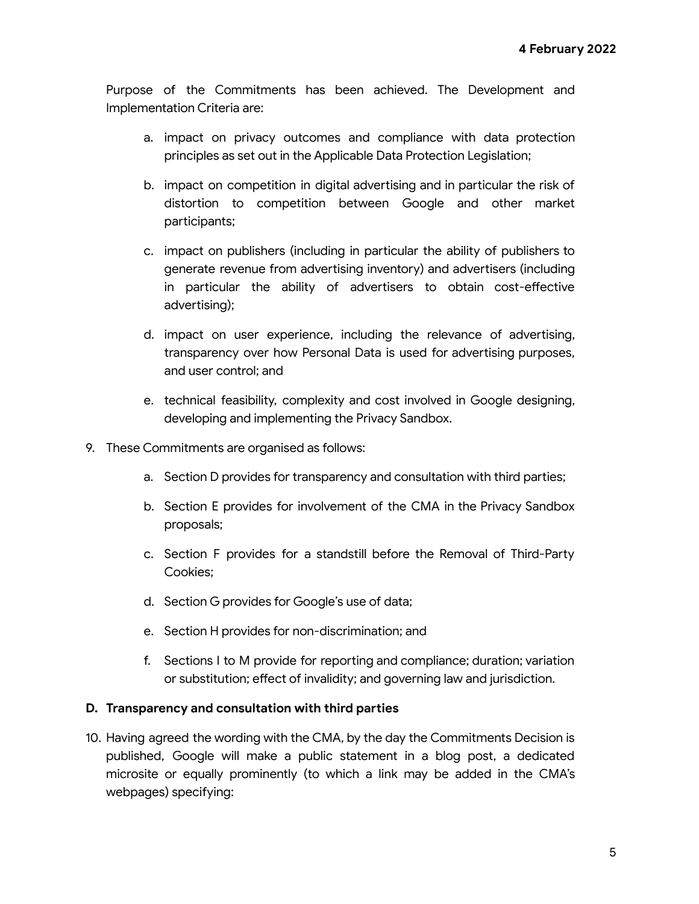Purpose of the Commitments has been achieved. The Development and Implementation Criteria are:

a. impact on privacy outcomes and compliance with data protection principles as set out in the Applicable Data Protection Legislation;

b. impact on competition in digital advertising and in particular the risk of distortion to competition between Google and other market participants;

c. impact on publishers (including in particular the ability of publishers to generate revenue from advertising inventory) and advertisers (including in particular the ability of advertisers to obtain cost-effective advertising);

d. impact on user experience, including the relevance of advertising, transparency over how Personal Data is used for advertising purposes, and user control; and

e. technical feasibility, complexity and cost involved in Google designing, developing and implementing the Privacy Sandbox.

9. These Commitments are organised as follows:

   a. Section D provides for transparency and consultation with third parties;

   b. Section E provides for involvement of the CMA in the Privacy Sandbox proposals;

   c. Section F provides for a standstill before the Removal of Third-Party Cookies;

   d. Section G provides for Google's use of data;

   e. Section H provides for non-discrimination; and

   f. Sections I to M provide for reporting and compliance; duration; variation or substitution; effect of invalidity; and governing law and jurisdiction.

**D. Transparency and consultation with third parties**

10. Having agreed the wording with the CMA, by the day the Commitments Decision is published, Google will make a public statement in a blog post, a dedicated microsite or equally prominently (to which a link may be added in the CMA's webpages) specifying: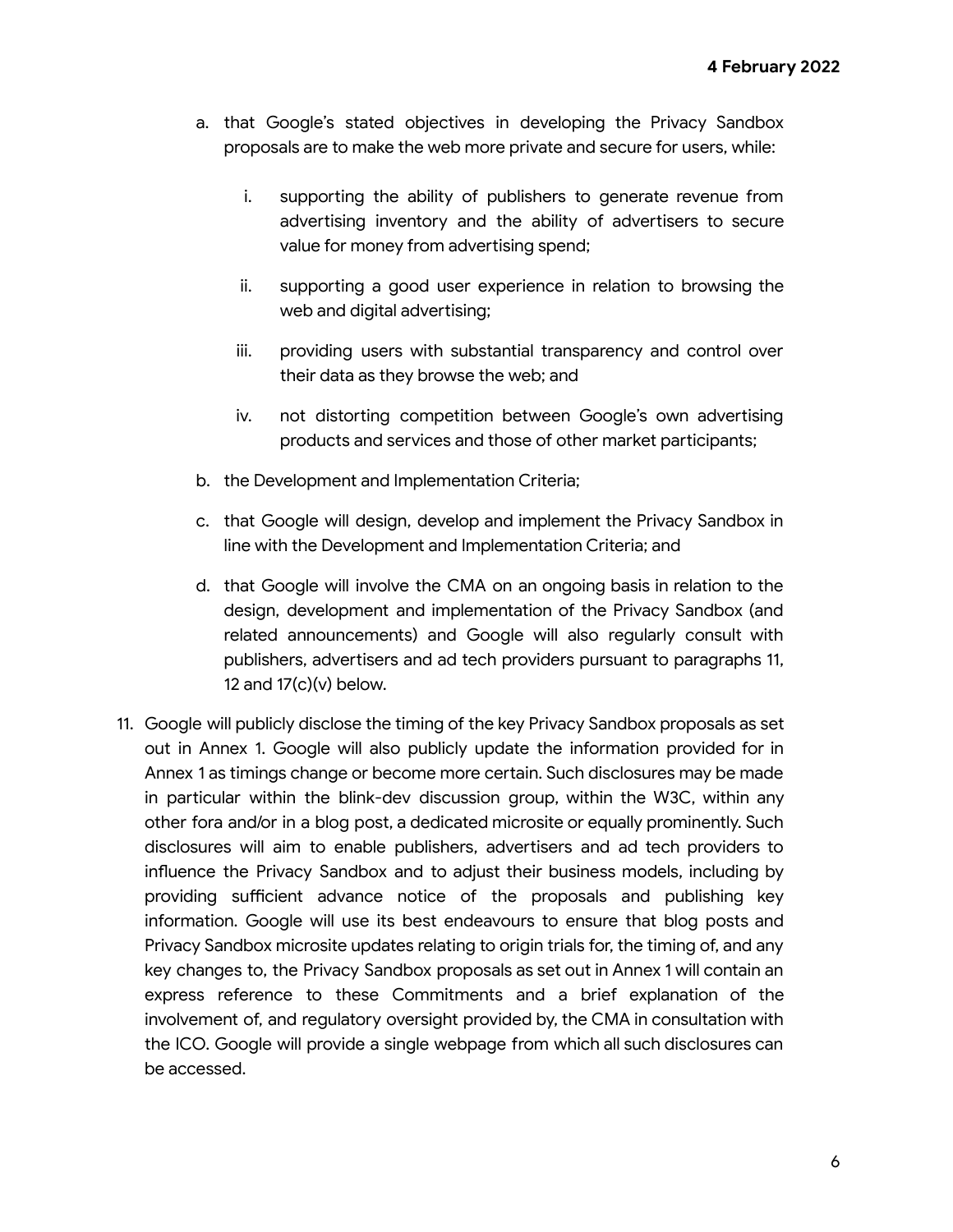a. that Google's stated objectives in developing the Privacy Sandbox proposals are to make the web more private and secure for users, while:

    i. supporting the ability of publishers to generate revenue from advertising inventory and the ability of advertisers to secure value for money from advertising spend;

    ii. supporting a good user experience in relation to browsing the web and digital advertising;

    iii. providing users with substantial transparency and control over their data as they browse the web; and

    iv. not distorting competition between Google's own advertising products and services and those of other market participants;

b. the Development and Implementation Criteria;

c. that Google will design, develop and implement the Privacy Sandbox in line with the Development and Implementation Criteria; and

d. that Google will involve the CMA on an ongoing basis in relation to the design, development and implementation of the Privacy Sandbox (and related announcements) and Google will also regularly consult with publishers, advertisers and ad tech providers pursuant to paragraphs 11, 12 and 17(c)(v) below.

11. Google will publicly disclose the timing of the key Privacy Sandbox proposals as set out in Annex 1. Google will also publicly update the information provided for in Annex 1 as timings change or become more certain. Such disclosures may be made in particular within the blink-dev discussion group, within the W3C, within any other fora and/or in a blog post, a dedicated microsite or equally prominently. Such disclosures will aim to enable publishers, advertisers and ad tech providers to influence the Privacy Sandbox and to adjust their business models, including by providing sufficient advance notice of the proposals and publishing key information. Google will use its best endeavours to ensure that blog posts and Privacy Sandbox microsite updates relating to origin trials for, the timing of, and any key changes to, the Privacy Sandbox proposals as set out in Annex 1 will contain an express reference to these Commitments and a brief explanation of the involvement of, and regulatory oversight provided by, the CMA in consultation with the ICO. Google will provide a single webpage from which all such disclosures can be accessed.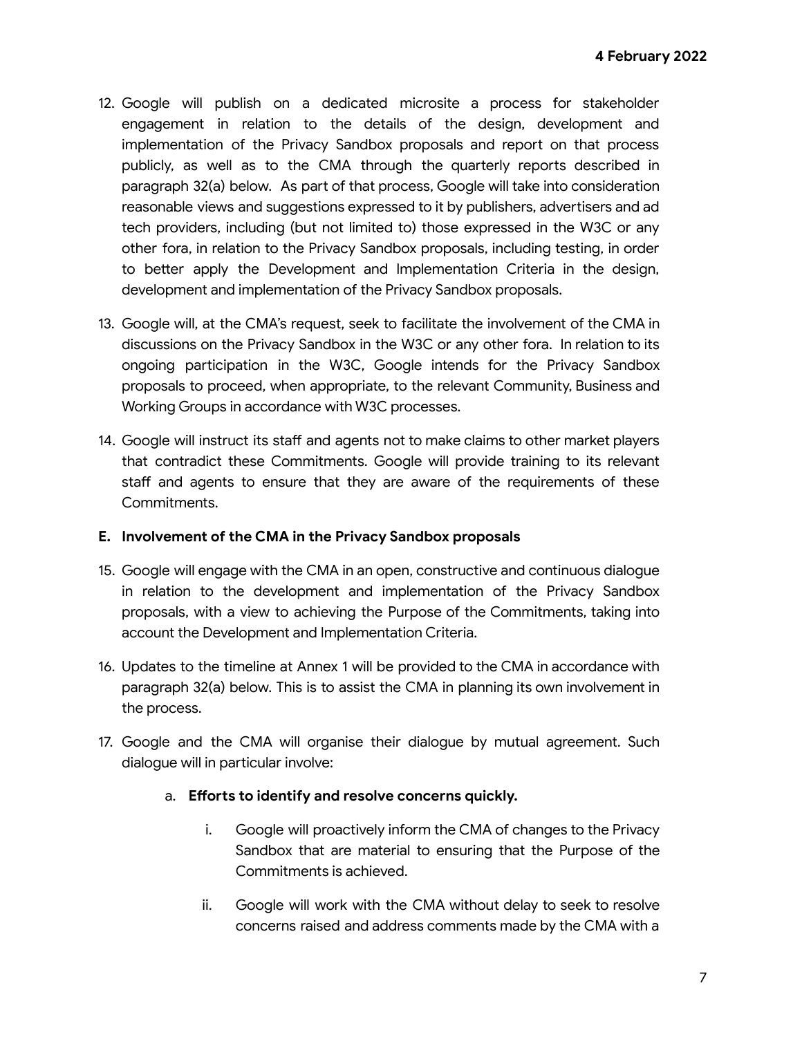12. Google will publish on a dedicated microsite a process for stakeholder engagement in relation to the details of the design, development and implementation of the Privacy Sandbox proposals and report on that process publicly, as well as to the CMA through the quarterly reports described in paragraph 32(a) below. As part of that process, Google will take into consideration reasonable views and suggestions expressed to it by publishers, advertisers and ad tech providers, including (but not limited to) those expressed in the W3C or any other fora, in relation to the Privacy Sandbox proposals, including testing, in order to better apply the Development and Implementation Criteria in the design, development and implementation of the Privacy Sandbox proposals.

13. Google will, at the CMA's request, seek to facilitate the involvement of the CMA in discussions on the Privacy Sandbox in the W3C or any other fora. In relation to its ongoing participation in the W3C, Google intends for the Privacy Sandbox proposals to proceed, when appropriate, to the relevant Community, Business and Working Groups in accordance with W3C processes.

14. Google will instruct its staff and agents not to make claims to other market players that contradict these Commitments. Google will provide training to its relevant staff and agents to ensure that they are aware of the requirements of these Commitments.

**E. Involvement of the CMA in the Privacy Sandbox proposals**

15. Google will engage with the CMA in an open, constructive and continuous dialogue in relation to the development and implementation of the Privacy Sandbox proposals, with a view to achieving the Purpose of the Commitments, taking into account the Development and Implementation Criteria.

16. Updates to the timeline at Annex 1 will be provided to the CMA in accordance with paragraph 32(a) below. This is to assist the CMA in planning its own involvement in the process.

17. Google and the CMA will organise their dialogue by mutual agreement. Such dialogue will in particular involve:

    a. **Efforts to identify and resolve concerns quickly.**

        i. Google will proactively inform the CMA of changes to the Privacy Sandbox that are material to ensuring that the Purpose of the Commitments is achieved.

        ii. Google will work with the CMA without delay to seek to resolve concerns raised and address comments made by the CMA with a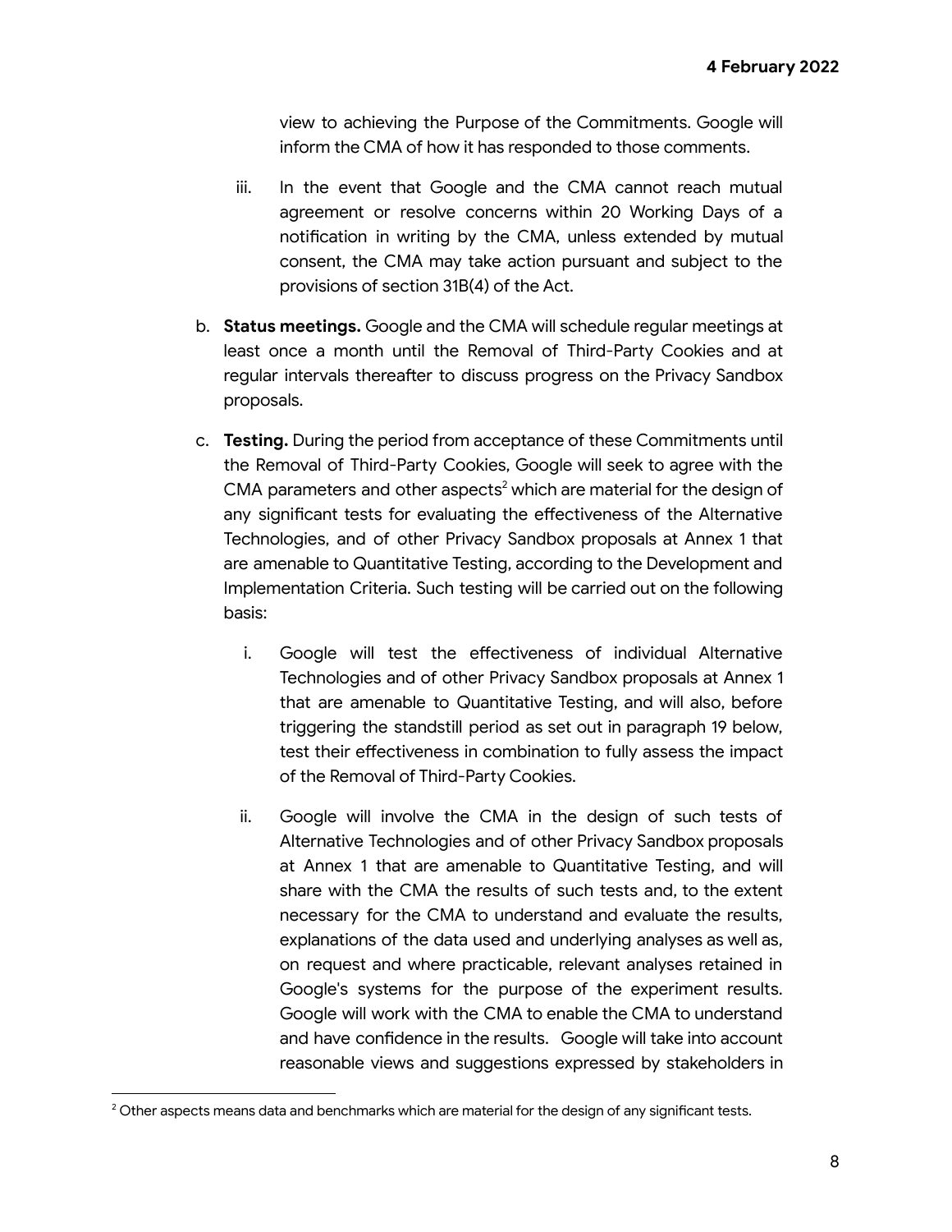view to achieving the Purpose of the Commitments. Google will inform the CMA of how it has responded to those comments.

iii. In the event that Google and the CMA cannot reach mutual agreement or resolve concerns within 20 Working Days of a notification in writing by the CMA, unless extended by mutual consent, the CMA may take action pursuant and subject to the provisions of section 31B(4) of the Act.

b. **Status meetings.** Google and the CMA will schedule regular meetings at least once a month until the Removal of Third-Party Cookies and at regular intervals thereafter to discuss progress on the Privacy Sandbox proposals.

c. **Testing.** During the period from acceptance of these Commitments until the Removal of Third-Party Cookies, Google will seek to agree with the CMA parameters and other aspects[2] which are material for the design of any significant tests for evaluating the effectiveness of the Alternative Technologies, and of other Privacy Sandbox proposals at Annex 1 that are amenable to Quantitative Testing, according to the Development and Implementation Criteria. Such testing will be carried out on the following basis:

i. Google will test the effectiveness of individual Alternative Technologies and of other Privacy Sandbox proposals at Annex 1 that are amenable to Quantitative Testing, and will also, before triggering the standstill period as set out in paragraph 19 below, test their effectiveness in combination to fully assess the impact of the Removal of Third-Party Cookies.

ii. Google will involve the CMA in the design of such tests of Alternative Technologies and of other Privacy Sandbox proposals at Annex 1 that are amenable to Quantitative Testing, and will share with the CMA the results of such tests and, to the extent necessary for the CMA to understand and evaluate the results, explanations of the data used and underlying analyses as well as, on request and where practicable, relevant analyses retained in Google's systems for the purpose of the experiment results. Google will work with the CMA to enable the CMA to understand and have confidence in the results. Google will take into account reasonable views and suggestions expressed by stakeholders in

[2] Other aspects means data and benchmarks which are material for the design of any significant tests.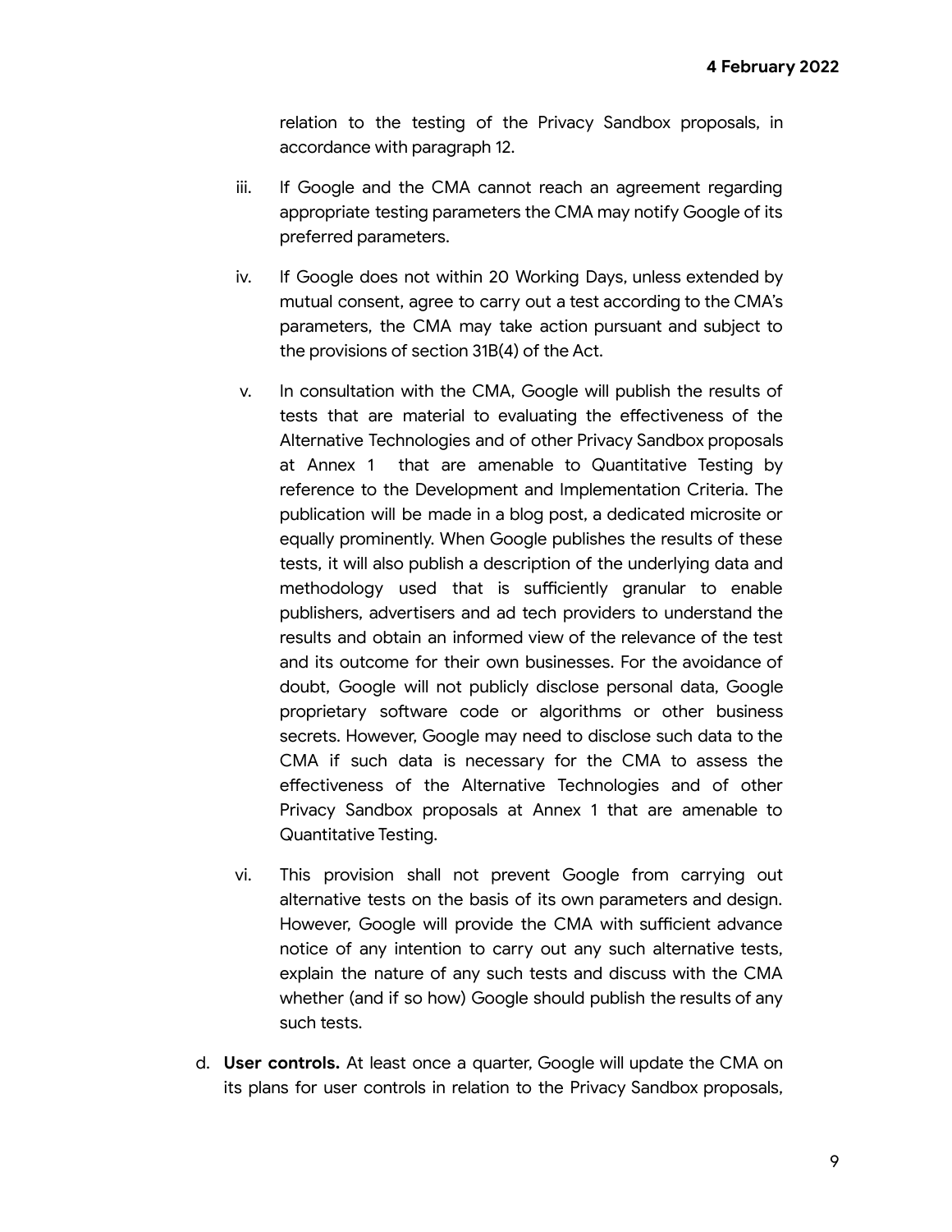relation to the testing of the Privacy Sandbox proposals, in accordance with paragraph 12.

iii. If Google and the CMA cannot reach an agreement regarding appropriate testing parameters the CMA may notify Google of its preferred parameters.

iv. If Google does not within 20 Working Days, unless extended by mutual consent, agree to carry out a test according to the CMA's parameters, the CMA may take action pursuant and subject to the provisions of section 31B(4) of the Act.

v. In consultation with the CMA, Google will publish the results of tests that are material to evaluating the effectiveness of the Alternative Technologies and of other Privacy Sandbox proposals at Annex 1 that are amenable to Quantitative Testing by reference to the Development and Implementation Criteria. The publication will be made in a blog post, a dedicated microsite or equally prominently. When Google publishes the results of these tests, it will also publish a description of the underlying data and methodology used that is sufficiently granular to enable publishers, advertisers and ad tech providers to understand the results and obtain an informed view of the relevance of the test and its outcome for their own businesses. For the avoidance of doubt, Google will not publicly disclose personal data, Google proprietary software code or algorithms or other business secrets. However, Google may need to disclose such data to the CMA if such data is necessary for the CMA to assess the effectiveness of the Alternative Technologies and of other Privacy Sandbox proposals at Annex 1 that are amenable to Quantitative Testing.

vi. This provision shall not prevent Google from carrying out alternative tests on the basis of its own parameters and design. However, Google will provide the CMA with sufficient advance notice of any intention to carry out any such alternative tests, explain the nature of any such tests and discuss with the CMA whether (and if so how) Google should publish the results of any such tests.

d. **User controls.** At least once a quarter, Google will update the CMA on its plans for user controls in relation to the Privacy Sandbox proposals,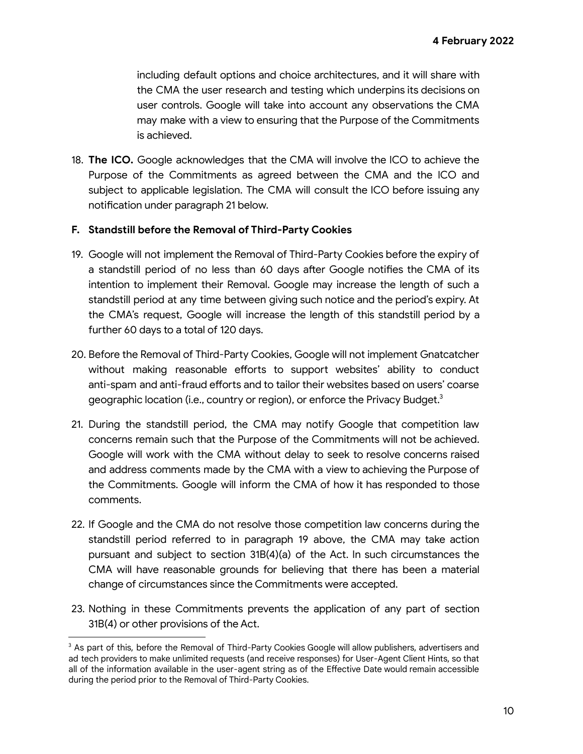including default options and choice architectures, and it will share with the CMA the user research and testing which underpins its decisions on user controls. Google will take into account any observations the CMA may make with a view to ensuring that the Purpose of the Commitments is achieved.

18. **The ICO.** Google acknowledges that the CMA will involve the ICO to achieve the Purpose of the Commitments as agreed between the CMA and the ICO and subject to applicable legislation. The CMA will consult the ICO before issuing any notification under paragraph 21 below.

**F. Standstill before the Removal of Third-Party Cookies**

19. Google will not implement the Removal of Third-Party Cookies before the expiry of a standstill period of no less than 60 days after Google notifies the CMA of its intention to implement their Removal. Google may increase the length of such a standstill period at any time between giving such notice and the period's expiry. At the CMA's request, Google will increase the length of this standstill period by a further 60 days to a total of 120 days.

20. Before the Removal of Third-Party Cookies, Google will not implement Gnatcatcher without making reasonable efforts to support websites' ability to conduct anti-spam and anti-fraud efforts and to tailor their websites based on users' coarse geographic location (i.e., country or region), or enforce the Privacy Budget.[3]

21. During the standstill period, the CMA may notify Google that competition law concerns remain such that the Purpose of the Commitments will not be achieved. Google will work with the CMA without delay to seek to resolve concerns raised and address comments made by the CMA with a view to achieving the Purpose of the Commitments. Google will inform the CMA of how it has responded to those comments.

22. If Google and the CMA do not resolve those competition law concerns during the standstill period referred to in paragraph 19 above, the CMA may take action pursuant and subject to section 31B(4)(a) of the Act. In such circumstances the CMA will have reasonable grounds for believing that there has been a material change of circumstances since the Commitments were accepted.

23. Nothing in these Commitments prevents the application of any part of section 31B(4) or other provisions of the Act.

[3] As part of this, before the Removal of Third-Party Cookies Google will allow publishers, advertisers and ad tech providers to make unlimited requests (and receive responses) for User-Agent Client Hints, so that all of the information available in the user-agent string as of the Effective Date would remain accessible during the period prior to the Removal of Third-Party Cookies.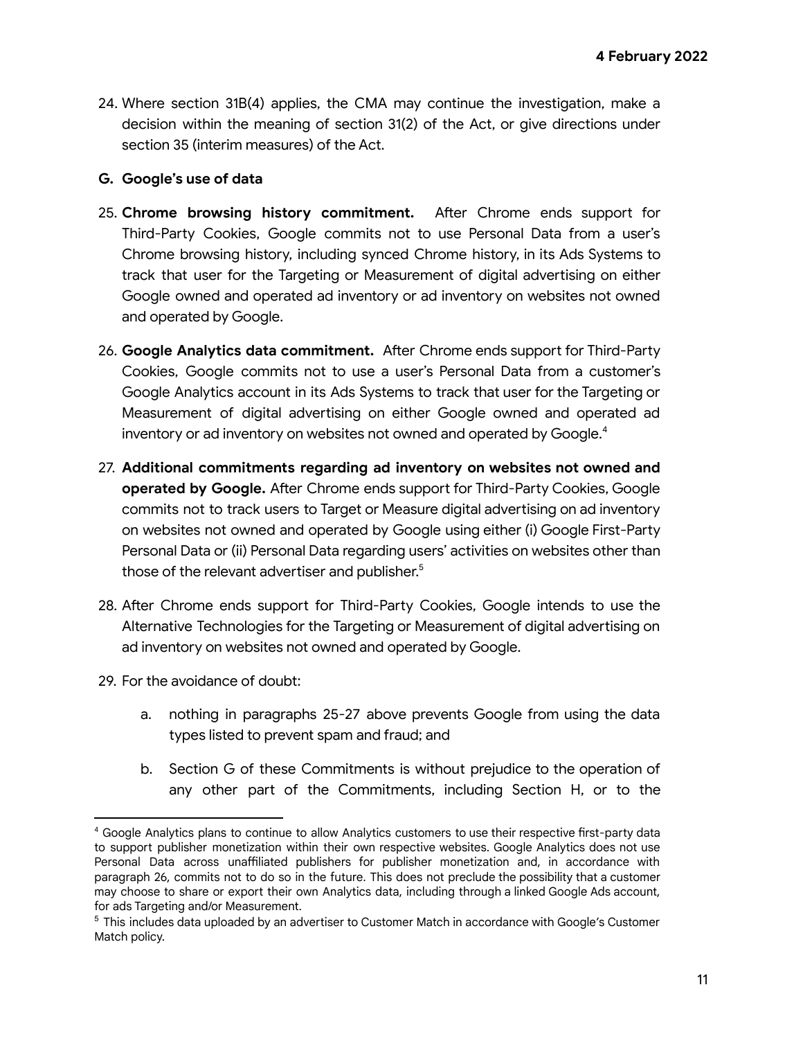24. Where section 31B(4) applies, the CMA may continue the investigation, make a decision within the meaning of section 31(2) of the Act, or give directions under section 35 (interim measures) of the Act.

**G. Google's use of data**

25. **Chrome browsing history commitment.** After Chrome ends support for Third-Party Cookies, Google commits not to use Personal Data from a user's Chrome browsing history, including synced Chrome history, in its Ads Systems to track that user for the Targeting or Measurement of digital advertising on either Google owned and operated ad inventory or ad inventory on websites not owned and operated by Google.

26. **Google Analytics data commitment.** After Chrome ends support for Third-Party Cookies, Google commits not to use a user's Personal Data from a customer's Google Analytics account in its Ads Systems to track that user for the Targeting or Measurement of digital advertising on either Google owned and operated ad inventory or ad inventory on websites not owned and operated by Google.[4]

27. **Additional commitments regarding ad inventory on websites not owned and operated by Google.** After Chrome ends support for Third-Party Cookies, Google commits not to track users to Target or Measure digital advertising on ad inventory on websites not owned and operated by Google using either (i) Google First-Party Personal Data or (ii) Personal Data regarding users' activities on websites other than those of the relevant advertiser and publisher.[5]

28. After Chrome ends support for Third-Party Cookies, Google intends to use the Alternative Technologies for the Targeting or Measurement of digital advertising on ad inventory on websites not owned and operated by Google.

29. For the avoidance of doubt:

    a. nothing in paragraphs 25-27 above prevents Google from using the data types listed to prevent spam and fraud; and

    b. Section G of these Commitments is without prejudice to the operation of any other part of the Commitments, including Section H, or to the

---

[4] Google Analytics plans to continue to allow Analytics customers to use their respective first-party data to support publisher monetization within their own respective websites. Google Analytics does not use Personal Data across unaffiliated publishers for publisher monetization and, in accordance with paragraph 26, commits not to do so in the future. This does not preclude the possibility that a customer may choose to share or export their own Analytics data, including through a linked Google Ads account, for ads Targeting and/or Measurement.

[5] This includes data uploaded by an advertiser to Customer Match in accordance with Google's Customer Match policy.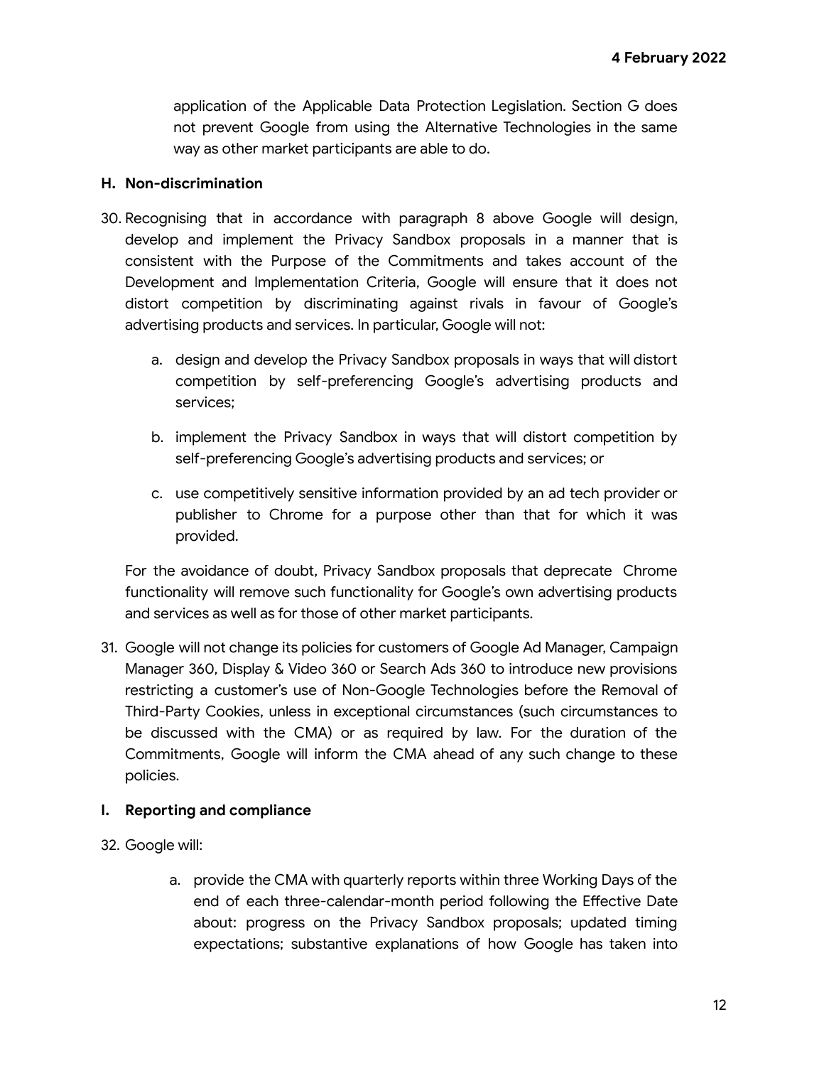application of the Applicable Data Protection Legislation. Section G does not prevent Google from using the Alternative Technologies in the same way as other market participants are able to do.

### H. Non-discrimination

30. Recognising that in accordance with paragraph 8 above Google will design, develop and implement the Privacy Sandbox proposals in a manner that is consistent with the Purpose of the Commitments and takes account of the Development and Implementation Criteria, Google will ensure that it does not distort competition by discriminating against rivals in favour of Google's advertising products and services. In particular, Google will not:

    a. design and develop the Privacy Sandbox proposals in ways that will distort competition by self-preferencing Google's advertising products and services;

    b. implement the Privacy Sandbox in ways that will distort competition by self-preferencing Google's advertising products and services; or

    c. use competitively sensitive information provided by an ad tech provider or publisher to Chrome for a purpose other than that for which it was provided.

    For the avoidance of doubt, Privacy Sandbox proposals that deprecate Chrome functionality will remove such functionality for Google's own advertising products and services as well as for those of other market participants.

31. Google will not change its policies for customers of Google Ad Manager, Campaign Manager 360, Display & Video 360 or Search Ads 360 to introduce new provisions restricting a customer's use of Non-Google Technologies before the Removal of Third-Party Cookies, unless in exceptional circumstances (such circumstances to be discussed with the CMA) or as required by law. For the duration of the Commitments, Google will inform the CMA ahead of any such change to these policies.

### I. Reporting and compliance

32. Google will:

    a. provide the CMA with quarterly reports within three Working Days of the end of each three-calendar-month period following the Effective Date about: progress on the Privacy Sandbox proposals; updated timing expectations; substantive explanations of how Google has taken into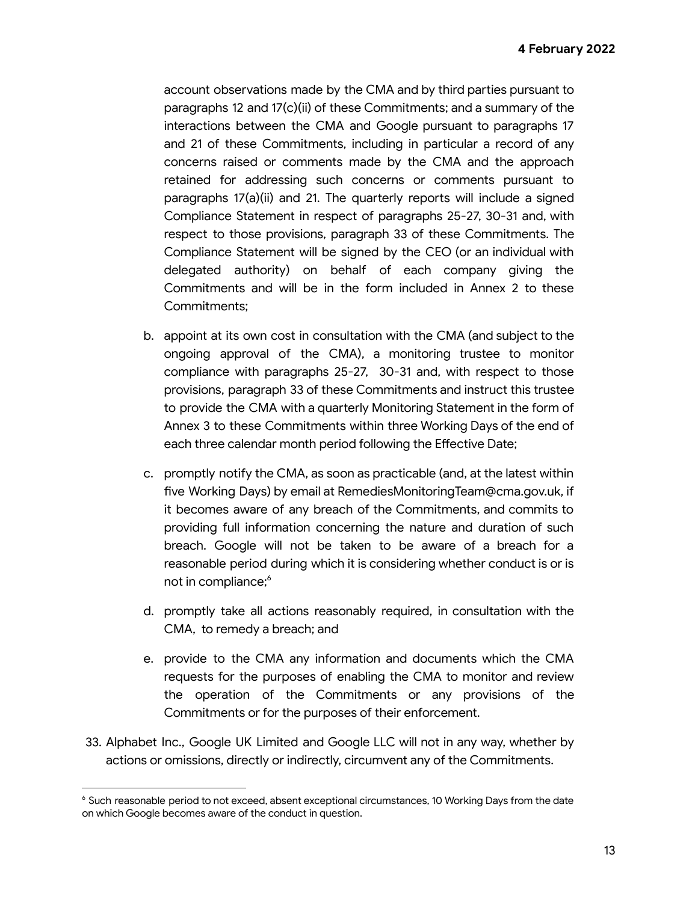account observations made by the CMA and by third parties pursuant to paragraphs 12 and 17(c)(ii) of these Commitments; and a summary of the interactions between the CMA and Google pursuant to paragraphs 17 and 21 of these Commitments, including in particular a record of any concerns raised or comments made by the CMA and the approach retained for addressing such concerns or comments pursuant to paragraphs 17(a)(ii) and 21. The quarterly reports will include a signed Compliance Statement in respect of paragraphs 25-27, 30-31 and, with respect to those provisions, paragraph 33 of these Commitments. The Compliance Statement will be signed by the CEO (or an individual with delegated authority) on behalf of each company giving the Commitments and will be in the form included in Annex 2 to these Commitments;

b. appoint at its own cost in consultation with the CMA (and subject to the ongoing approval of the CMA), a monitoring trustee to monitor compliance with paragraphs 25-27, 30-31 and, with respect to those provisions, paragraph 33 of these Commitments and instruct this trustee to provide the CMA with a quarterly Monitoring Statement in the form of Annex 3 to these Commitments within three Working Days of the end of each three calendar month period following the Effective Date;

c. promptly notify the CMA, as soon as practicable (and, at the latest within five Working Days) by email at RemediesMonitoringTeam@cma.gov.uk, if it becomes aware of any breach of the Commitments, and commits to providing full information concerning the nature and duration of such breach. Google will not be taken to be aware of a breach for a reasonable period during which it is considering whether conduct is or is not in compliance;[6]

d. promptly take all actions reasonably required, in consultation with the CMA, to remedy a breach; and

e. provide to the CMA any information and documents which the CMA requests for the purposes of enabling the CMA to monitor and review the operation of the Commitments or any provisions of the Commitments or for the purposes of their enforcement.

33. Alphabet Inc., Google UK Limited and Google LLC will not in any way, whether by actions or omissions, directly or indirectly, circumvent any of the Commitments.

---

[6] Such reasonable period to not exceed, absent exceptional circumstances, 10 Working Days from the date on which Google becomes aware of the conduct in question.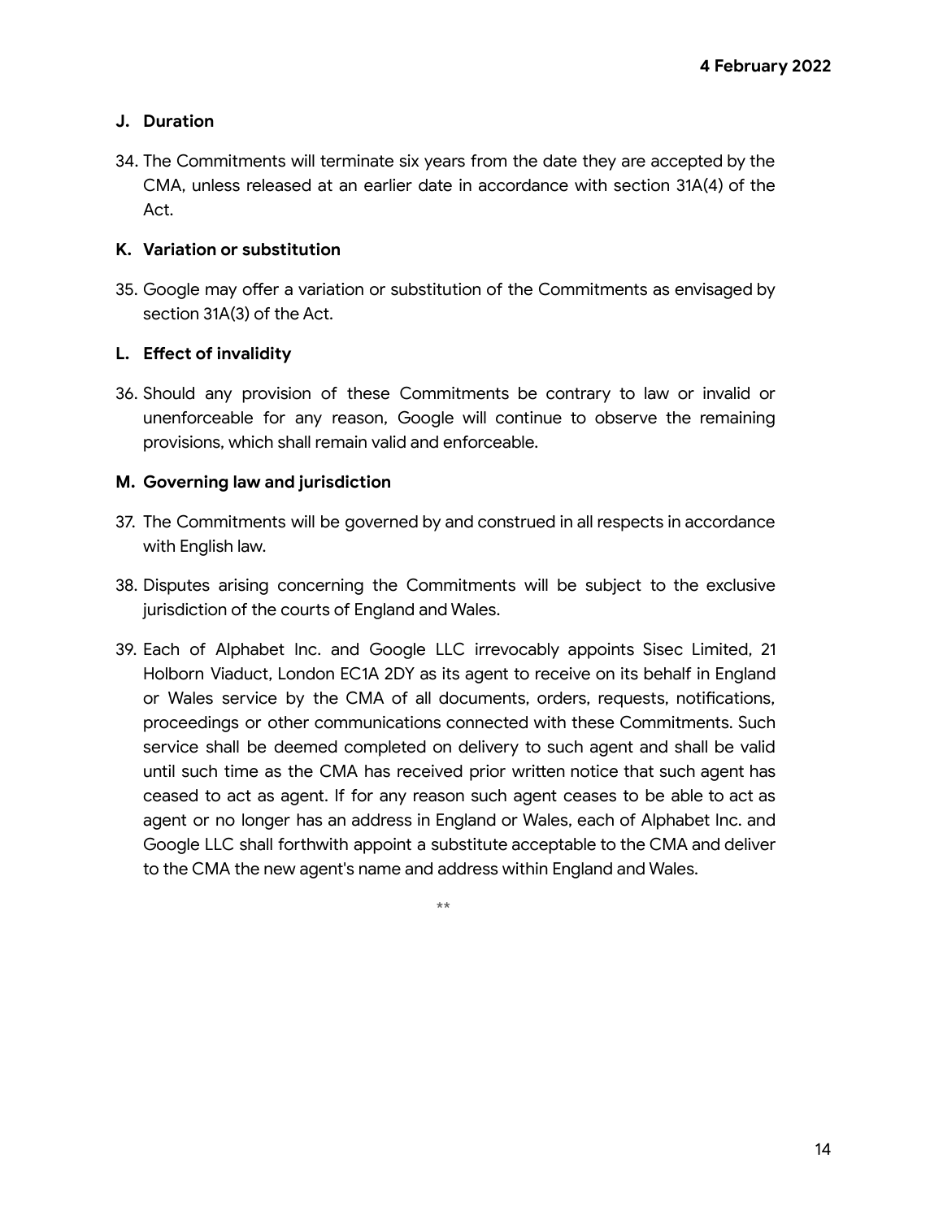4 February 2022

## J. Duration

34. The Commitments will terminate six years from the date they are accepted by the CMA, unless released at an earlier date in accordance with section 31A(4) of the Act.

## K. Variation or substitution

35. Google may offer a variation or substitution of the Commitments as envisaged by section 31A(3) of the Act.

## L. Effect of invalidity

36. Should any provision of these Commitments be contrary to law or invalid or unenforceable for any reason, Google will continue to observe the remaining provisions, which shall remain valid and enforceable.

## M. Governing law and jurisdiction

37. The Commitments will be governed by and construed in all respects in accordance with English law.

38. Disputes arising concerning the Commitments will be subject to the exclusive jurisdiction of the courts of England and Wales.

39. Each of Alphabet Inc. and Google LLC irrevocably appoints Sisec Limited, 21 Holborn Viaduct, London EC1A 2DY as its agent to receive on its behalf in England or Wales service by the CMA of all documents, orders, requests, notifications, proceedings or other communications connected with these Commitments. Such service shall be deemed completed on delivery to such agent and shall be valid until such time as the CMA has received prior written notice that such agent has ceased to act as agent. If for any reason such agent ceases to be able to act as agent or no longer has an address in England or Wales, each of Alphabet Inc. and Google LLC shall forthwith appoint a substitute acceptable to the CMA and deliver to the CMA the new agent's name and address within England and Wales.

**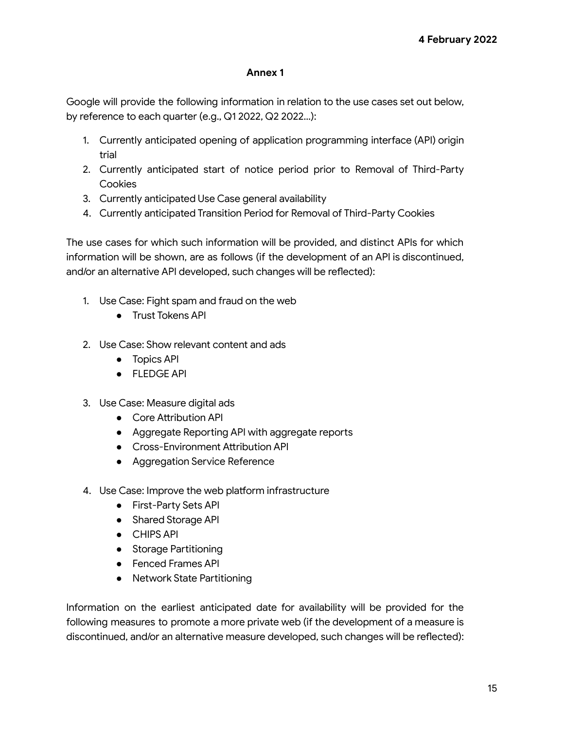**4 February 2022**

## Annex 1

Google will provide the following information in relation to the use cases set out below, by reference to each quarter (e.g., Q1 2022, Q2 2022...):

1. Currently anticipated opening of application programming interface (API) origin trial
2. Currently anticipated start of notice period prior to Removal of Third-Party Cookies
3. Currently anticipated Use Case general availability
4. Currently anticipated Transition Period for Removal of Third-Party Cookies

The use cases for which such information will be provided, and distinct APIs for which information will be shown, are as follows (if the development of an API is discontinued, and/or an alternative API developed, such changes will be reflected):

1. Use Case: Fight spam and fraud on the web
   - Trust Tokens API

2. Use Case: Show relevant content and ads
   - Topics API
   - FLEDGE API

3. Use Case: Measure digital ads
   - Core Attribution API
   - Aggregate Reporting API with aggregate reports
   - Cross-Environment Attribution API
   - Aggregation Service Reference

4. Use Case: Improve the web platform infrastructure
   - First-Party Sets API
   - Shared Storage API
   - CHIPS API
   - Storage Partitioning
   - Fenced Frames API
   - Network State Partitioning

Information on the earliest anticipated date for availability will be provided for the following measures to promote a more private web (if the development of a measure is discontinued, and/or an alternative measure developed, such changes will be reflected):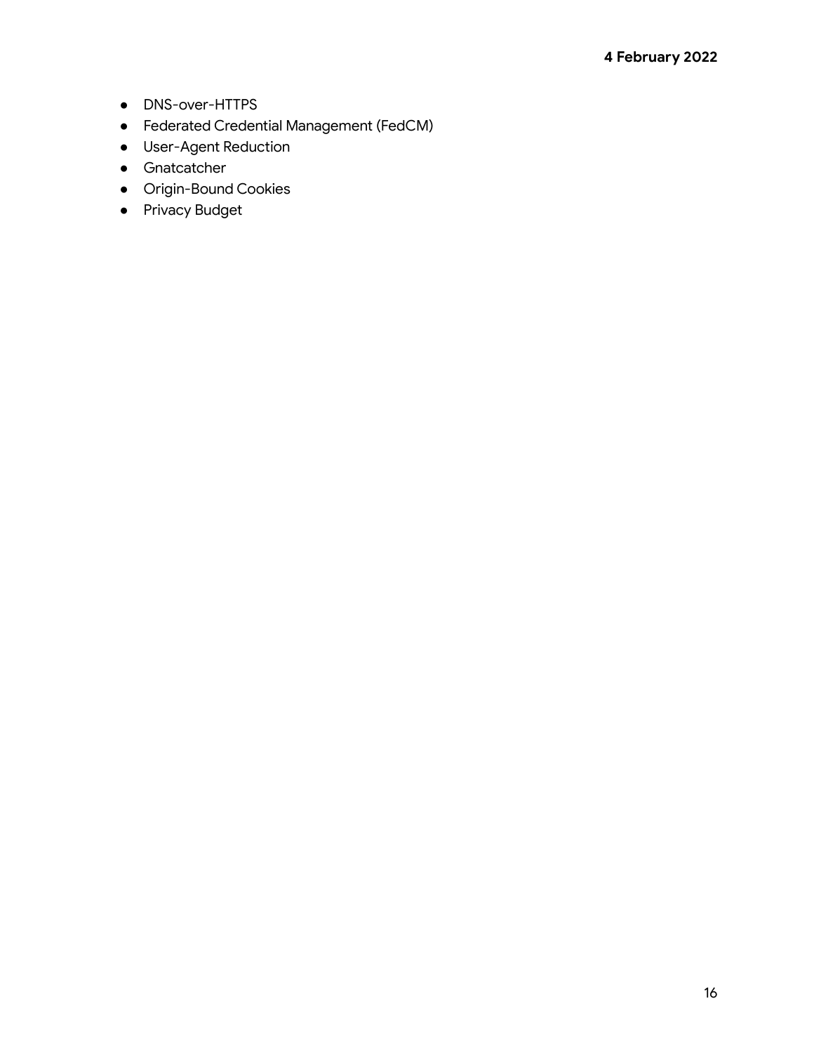- DNS-over-HTTPS
- Federated Credential Management (FedCM)
- User-Agent Reduction
- Gnatcatcher
- Origin-Bound Cookies
- Privacy Budget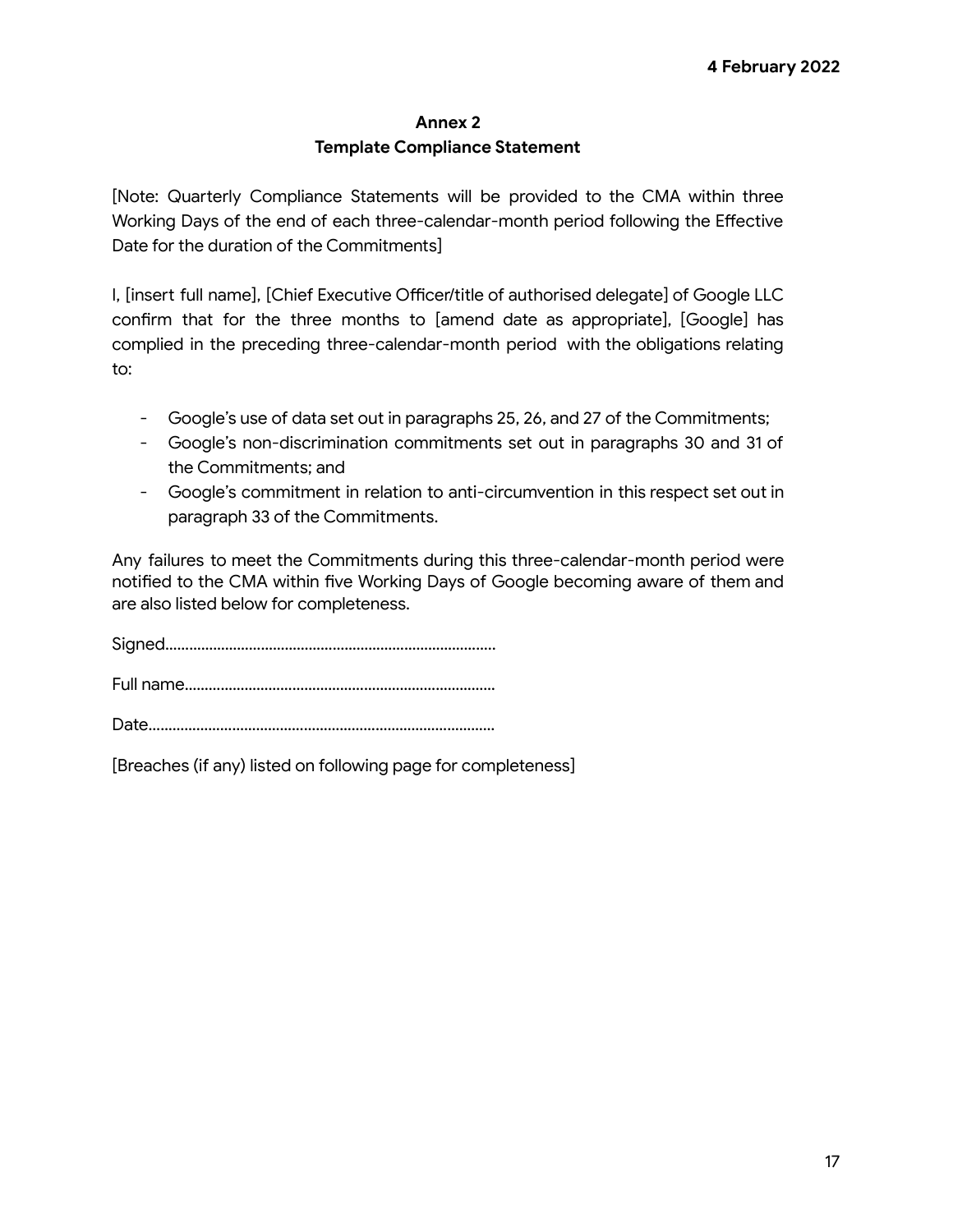**4 February 2022**

## Annex 2
## Template Compliance Statement

[Note: Quarterly Compliance Statements will be provided to the CMA within three Working Days of the end of each three-calendar-month period following the Effective Date for the duration of the Commitments]

I, [insert full name], [Chief Executive Officer/title of authorised delegate] of Google LLC confirm that for the three months to [amend date as appropriate], [Google] has complied in the preceding three-calendar-month period with the obligations relating to:

- Google's use of data set out in paragraphs 25, 26, and 27 of the Commitments;
- Google's non-discrimination commitments set out in paragraphs 30 and 31 of the Commitments; and
- Google's commitment in relation to anti-circumvention in this respect set out in paragraph 33 of the Commitments.

Any failures to meet the Commitments during this three-calendar-month period were notified to the CMA within five Working Days of Google becoming aware of them and are also listed below for completeness.

Signed.................................................................................

Full name............................................................................

Date.....................................................................................

[Breaches (if any) listed on following page for completeness]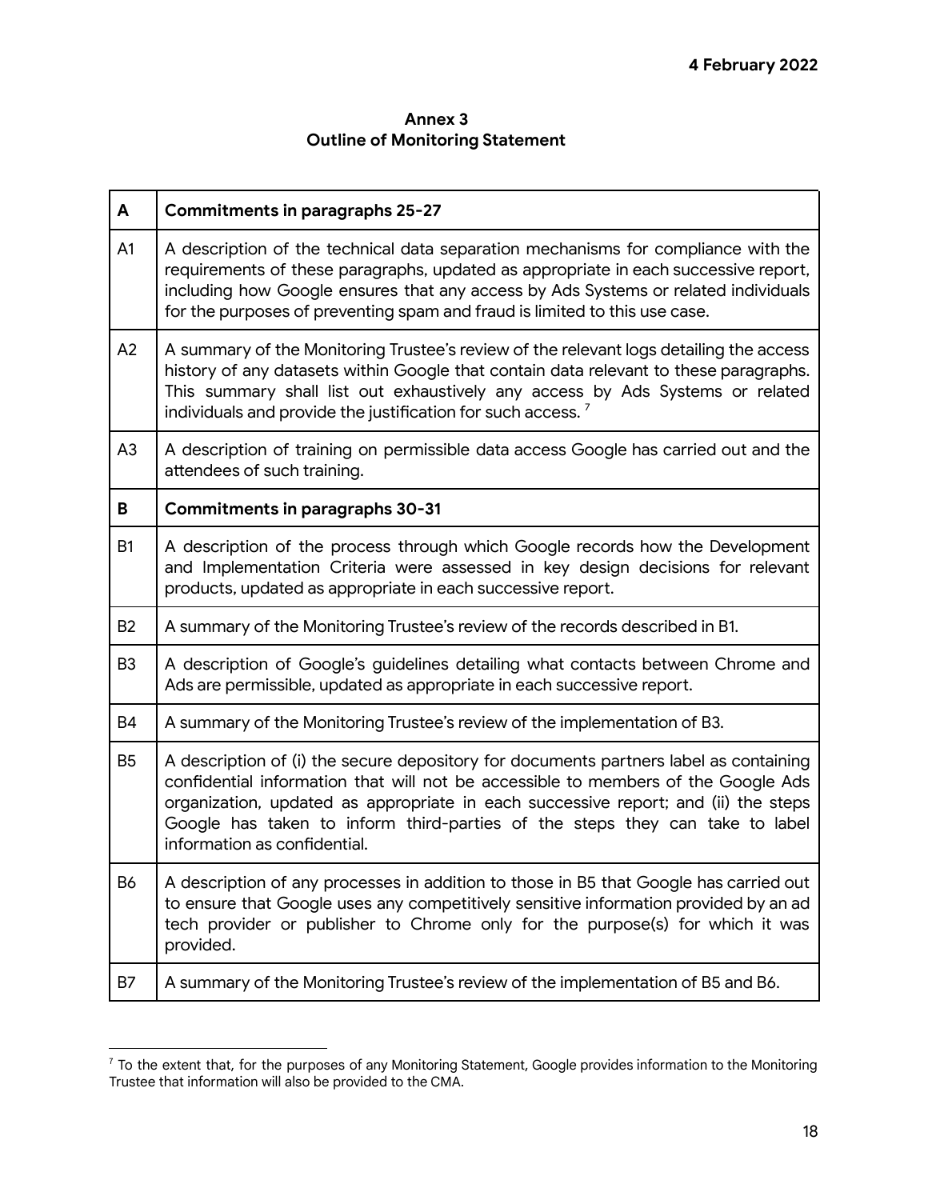4 February 2022

## Annex 3
## Outline of Monitoring Statement

| A | **Commitments in paragraphs 25-27** |
|---|---|
| A1 | A description of the technical data separation mechanisms for compliance with the requirements of these paragraphs, updated as appropriate in each successive report, including how Google ensures that any access by Ads Systems or related individuals for the purposes of preventing spam and fraud is limited to this use case. |
| A2 | A summary of the Monitoring Trustee's review of the relevant logs detailing the access history of any datasets within Google that contain data relevant to these paragraphs. This summary shall list out exhaustively any access by Ads Systems or related individuals and provide the justification for such access. [7] |
| A3 | A description of training on permissible data access Google has carried out and the attendees of such training. |
| **B** | **Commitments in paragraphs 30-31** |
| B1 | A description of the process through which Google records how the Development and Implementation Criteria were assessed in key design decisions for relevant products, updated as appropriate in each successive report. |
| B2 | A summary of the Monitoring Trustee's review of the records described in B1. |
| B3 | A description of Google's guidelines detailing what contacts between Chrome and Ads are permissible, updated as appropriate in each successive report. |
| B4 | A summary of the Monitoring Trustee's review of the implementation of B3. |
| B5 | A description of (i) the secure depository for documents partners label as containing confidential information that will not be accessible to members of the Google Ads organization, updated as appropriate in each successive report; and (ii) the steps Google has taken to inform third-parties of the steps they can take to label information as confidential. |
| B6 | A description of any processes in addition to those in B5 that Google has carried out to ensure that Google uses any competitively sensitive information provided by an ad tech provider or publisher to Chrome only for the purpose(s) for which it was provided. |
| B7 | A summary of the Monitoring Trustee's review of the implementation of B5 and B6. |

[7] To the extent that, for the purposes of any Monitoring Statement, Google provides information to the Monitoring Trustee that information will also be provided to the CMA.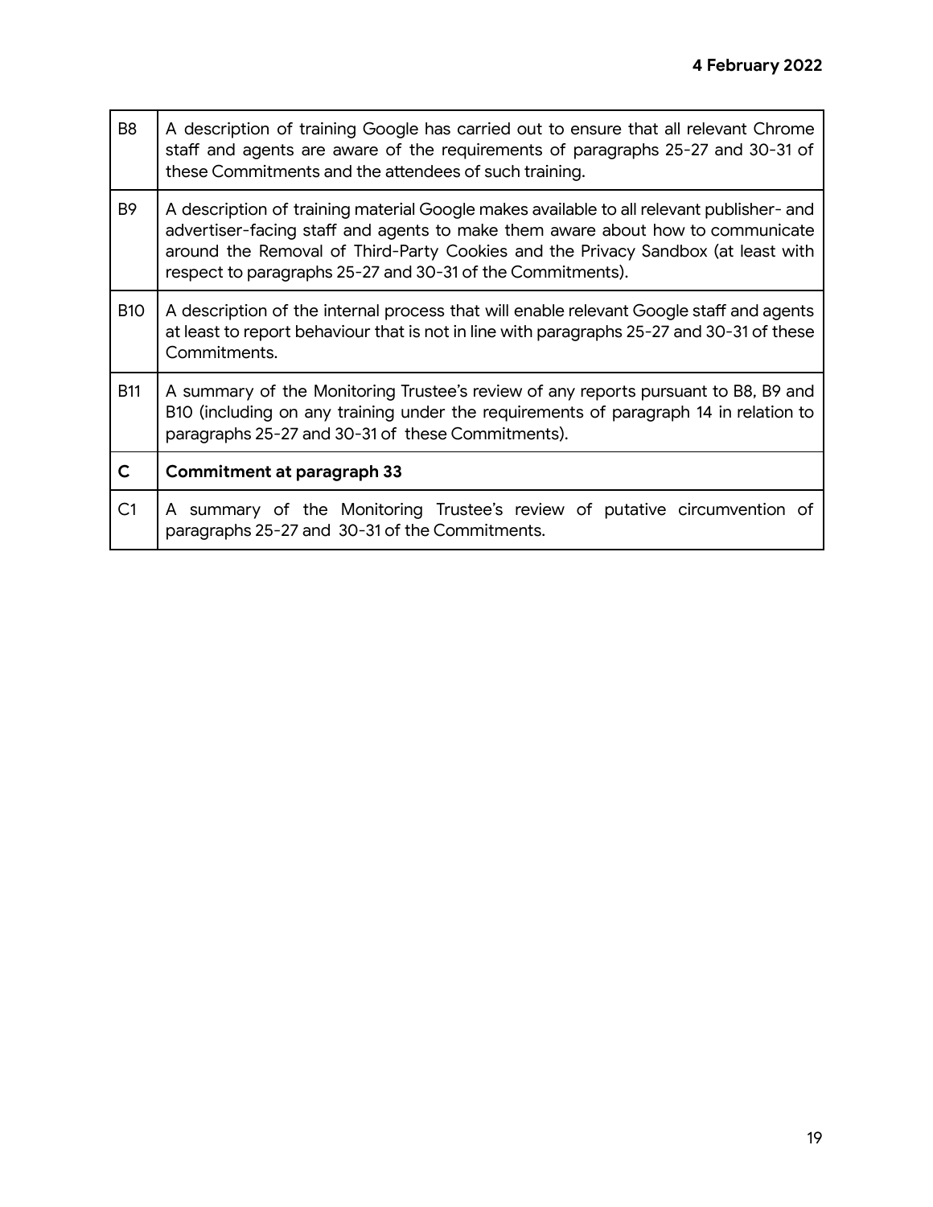| | |
|---|---|
| B8 | A description of training Google has carried out to ensure that all relevant Chrome staff and agents are aware of the requirements of paragraphs 25-27 and 30-31 of these Commitments and the attendees of such training. |
| B9 | A description of training material Google makes available to all relevant publisher- and advertiser-facing staff and agents to make them aware about how to communicate around the Removal of Third-Party Cookies and the Privacy Sandbox (at least with respect to paragraphs 25-27 and 30-31 of the Commitments). |
| B10 | A description of the internal process that will enable relevant Google staff and agents at least to report behaviour that is not in line with paragraphs 25-27 and 30-31 of these Commitments. |
| B11 | A summary of the Monitoring Trustee's review of any reports pursuant to B8, B9 and B10 (including on any training under the requirements of paragraph 14 in relation to paragraphs 25-27 and 30-31 of these Commitments). |
| **C** | **Commitment at paragraph 33** |
| C1 | A summary of the Monitoring Trustee's review of putative circumvention of paragraphs 25-27 and 30-31 of the Commitments. |